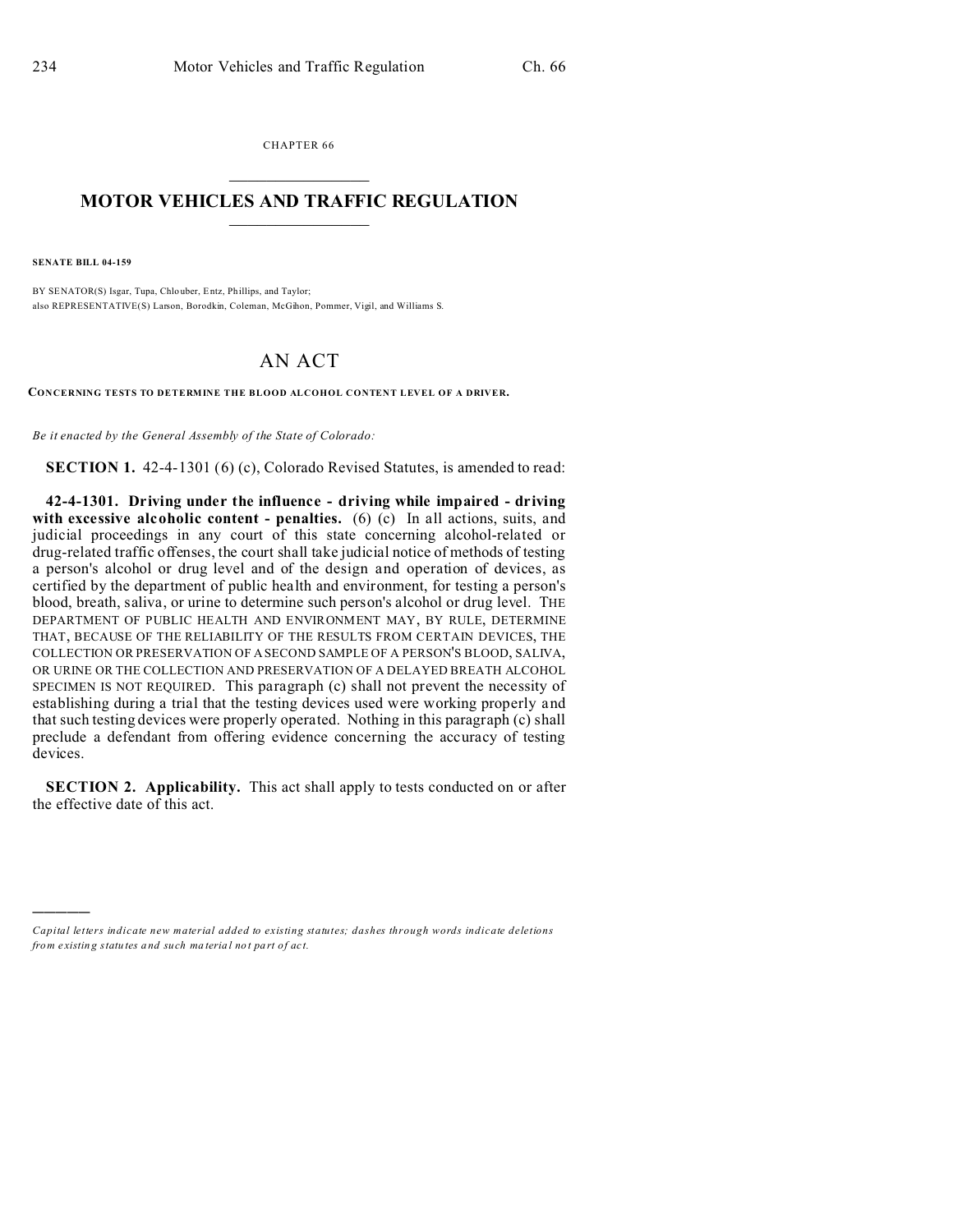CHAPTER 66

# MOTOR VEHICLES AND TRAFFIC REGULATION

**SENATE BILL 04-159**

BY SENATOR(S) Isgar, Tupa, Chlouber, Entz, Phillips, and Taylor;
also REPRESENTATIVE(S) Larson, Borodkin, Coleman, McGihon, Pommer, Vigil, and Williams S.

## AN ACT

**CONCERNING TESTS TO DETERMINE THE BLOOD ALCOHOL CONTENT LEVEL OF A DRIVER.**

*Be it enacted by the General Assembly of the State of Colorado:*

**SECTION 1.** 42-4-1301 (6) (c), Colorado Revised Statutes, is amended to read:

**42-4-1301. Driving under the influence - driving while impaired - driving with excessive alcoholic content - penalties.** (6) (c) In all actions, suits, and judicial proceedings in any court of this state concerning alcohol-related or drug-related traffic offenses, the court shall take judicial notice of methods of testing a person's alcohol or drug level and of the design and operation of devices, as certified by the department of public health and environment, for testing a person's blood, breath, saliva, or urine to determine such person's alcohol or drug level. THE DEPARTMENT OF PUBLIC HEALTH AND ENVIRONMENT MAY, BY RULE, DETERMINE THAT, BECAUSE OF THE RELIABILITY OF THE RESULTS FROM CERTAIN DEVICES, THE COLLECTION OR PRESERVATION OF A SECOND SAMPLE OF A PERSON'S BLOOD, SALIVA, OR URINE OR THE COLLECTION AND PRESERVATION OF A DELAYED BREATH ALCOHOL SPECIMEN IS NOT REQUIRED. This paragraph (c) shall not prevent the necessity of establishing during a trial that the testing devices used were working properly and that such testing devices were properly operated. Nothing in this paragraph (c) shall preclude a defendant from offering evidence concerning the accuracy of testing devices.

**SECTION 2. Applicability.** This act shall apply to tests conducted on or after the effective date of this act.

---

*Capital letters indicate new material added to existing statutes; dashes through words indicate deletions from existing statutes and such material not part of act.*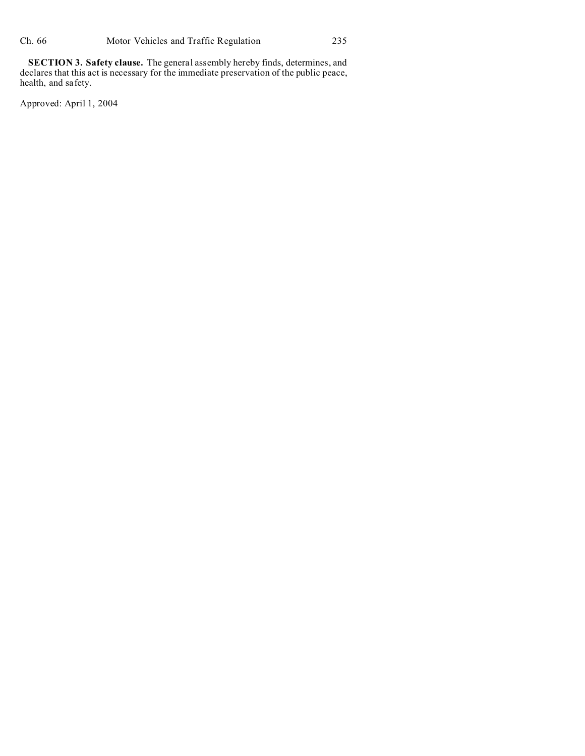**SECTION 3. Safety clause.** The general assembly hereby finds, determines, and declares that this act is necessary for the immediate preservation of the public peace, health, and safety.

Approved: April 1, 2004